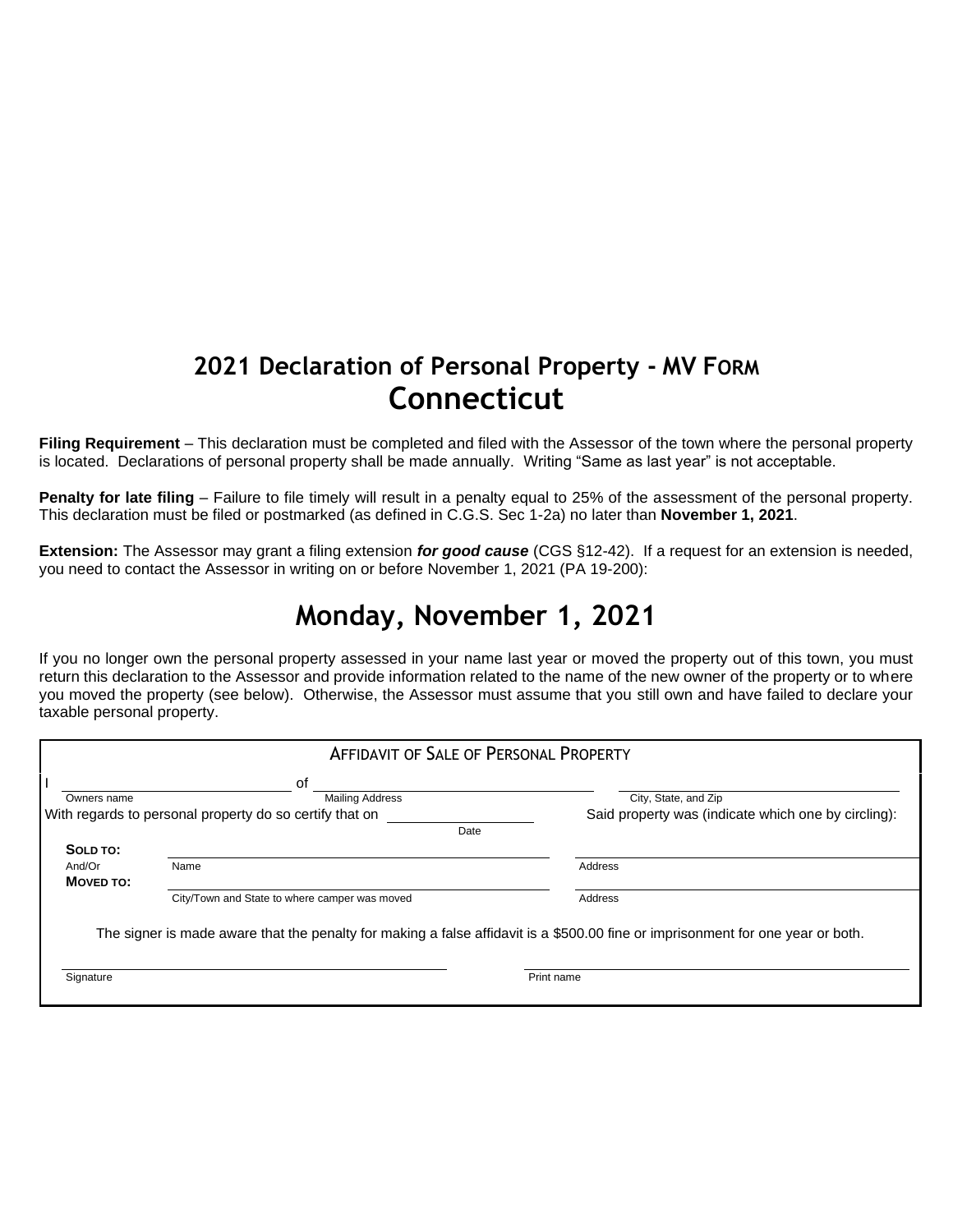## 2021 Declaration of Personal Property - MV FORM

# Connecticut

**Filing Requirement** – This declaration must be completed and filed with the Assessor of the town where the personal property is located. Declarations of personal property shall be made annually. Writing "Same as last year" is not acceptable.

**Penalty for late filing** – Failure to file timely will result in a penalty equal to 25% of the assessment of the personal property. This declaration must be filed or postmarked (as defined in C.G.S. Sec 1-2a) no later than **November 1, 2021**.

**Extension:** The Assessor may grant a filing extension ***for good cause*** (CGS §12-42). If a request for an extension is needed, you need to contact the Assessor in writing on or before November 1, 2021 (PA 19-200):

# Monday, November 1, 2021

If you no longer own the personal property assessed in your name last year or moved the property out of this town, you must return this declaration to the Assessor and provide information related to the name of the new owner of the property or to where you moved the property (see below). Otherwise, the Assessor must assume that you still own and have failed to declare your taxable personal property.

### AFFIDAVIT OF SALE OF PERSONAL PROPERTY

I ______________________ of ______________________ ______________________
Owners name — Mailing Address — City, State, and Zip

With regards to personal property do so certify that on ______________ Said property was (indicate which one by circling):
Date

**SOLD TO:**
And/Or ______________________ ______________________
Name — Address

**MOVED TO:**
______________________ ______________________
City/Town and State to where camper was moved — Address

The signer is made aware that the penalty for making a false affidavit is a $500.00 fine or imprisonment for one year or both.

______________________ ______________________
Signature — Print name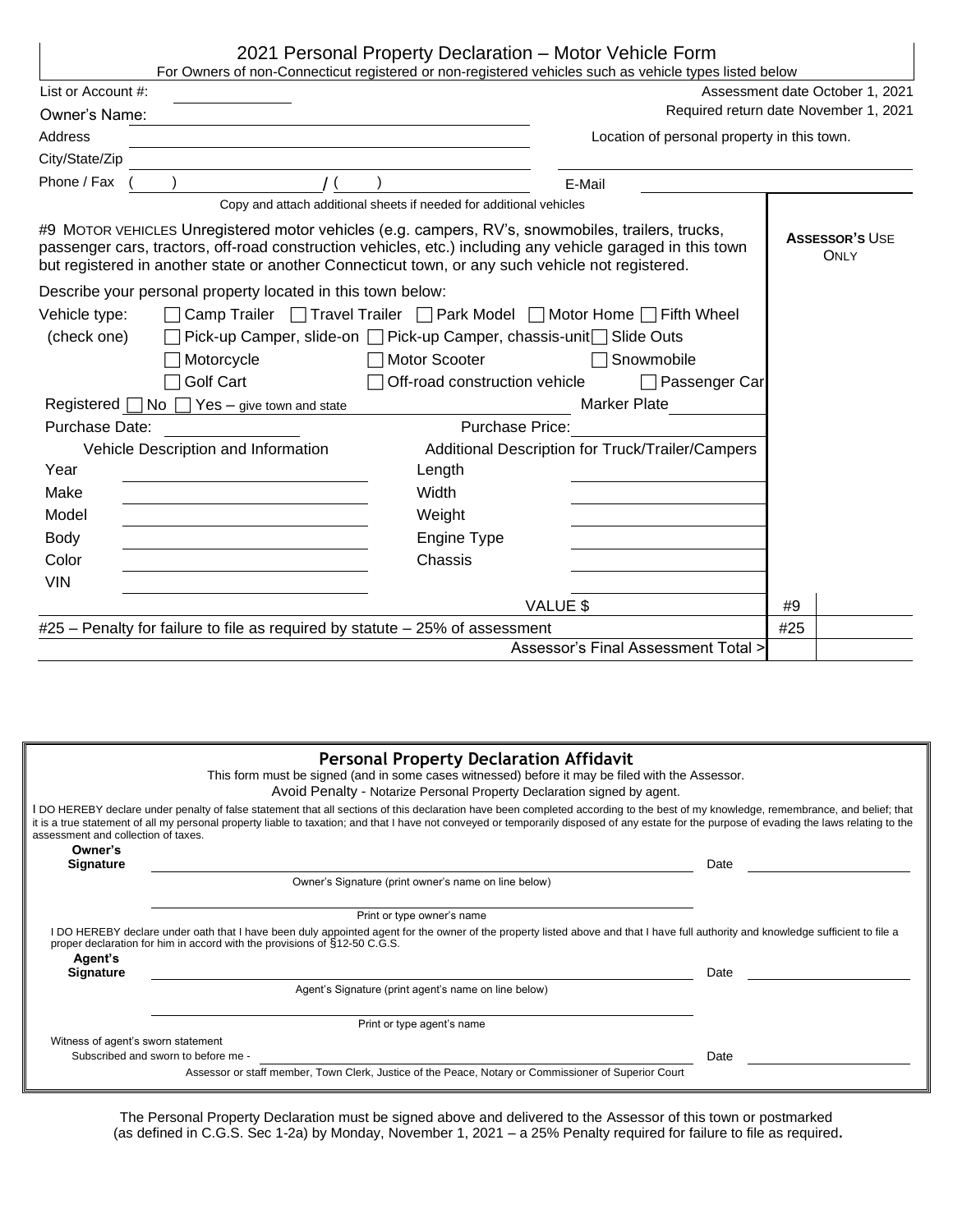# 2021 Personal Property Declaration – Motor Vehicle Form

For Owners of non-Connecticut registered or non-registered vehicles such as vehicle types listed below

List or Account #: ______________ Assessment date October 1, 2021

Owner's Name: ______________ Required return date November 1, 2021

Address ______________ Location of personal property in this town.

City/State/Zip ______________

Phone / Fax ( ) / ( ) E-Mail ______________

Copy and attach additional sheets if needed for additional vehicles

#9 MOTOR VEHICLES Unregistered motor vehicles (e.g. campers, RV's, snowmobiles, trailers, trucks, passenger cars, tractors, off-road construction vehicles, etc.) including any vehicle garaged in this town but registered in another state or another Connecticut town, or any such vehicle not registered.

**ASSESSOR'S USE ONLY**

Describe your personal property located in this town below:

Vehicle type: (check one)

- ☐ Camp Trailer ☐ Travel Trailer ☐ Park Model ☐ Motor Home ☐ Fifth Wheel
- ☐ Pick-up Camper, slide-on ☐ Pick-up Camper, chassis-unit ☐ Slide Outs
- ☐ Motorcycle ☐ Motor Scooter ☐ Snowmobile
- ☐ Golf Cart ☐ Off-road construction vehicle ☐ Passenger Car

Registered ☐ No ☐ Yes – give town and state ______________ Marker Plate ______________

Purchase Date: ______________ Purchase Price: ______________

| Vehicle Description and Information | | Additional Description for Truck/Trailer/Campers | |
|---|---|---|---|
| Year | | Length | |
| Make | | Width | |
| Model | | Weight | |
| Body | | Engine Type | |
| Color | | Chassis | |
| VIN | | | |

| | | |
|---|---|---|
| VALUE $ | #9 | |
| #25 – Penalty for failure to file as required by statute – 25% of assessment | #25 | |
| Assessor's Final Assessment Total > | | |

## Personal Property Declaration Affidavit

This form must be signed (and in some cases witnessed) before it may be filed with the Assessor.

Avoid Penalty - Notarize Personal Property Declaration signed by agent.

I DO HEREBY declare under penalty of false statement that all sections of this declaration have been completed according to the best of my knowledge, remembrance, and belief; that it is a true statement of all my personal property liable to taxation; and that I have not conveyed or temporarily disposed of any estate for the purpose of evading the laws relating to the assessment and collection of taxes.

**Owner's Signature** ______________ Date ______________

Owner's Signature (print owner's name on line below)

______________

Print or type owner's name

I DO HEREBY declare under oath that I have been duly appointed agent for the owner of the property listed above and that I have full authority and knowledge sufficient to file a proper declaration for him in accord with the provisions of §12-50 C.G.S.

**Agent's Signature** ______________ Date ______________

Agent's Signature (print agent's name on line below)

______________

Print or type agent's name

Witness of agent's sworn statement

Subscribed and sworn to before me - ______________ Date ______________

Assessor or staff member, Town Clerk, Justice of the Peace, Notary or Commissioner of Superior Court

The Personal Property Declaration must be signed above and delivered to the Assessor of this town or postmarked (as defined in C.G.S. Sec 1-2a) by Monday, November 1, 2021 – a 25% Penalty required for failure to file as required**.**